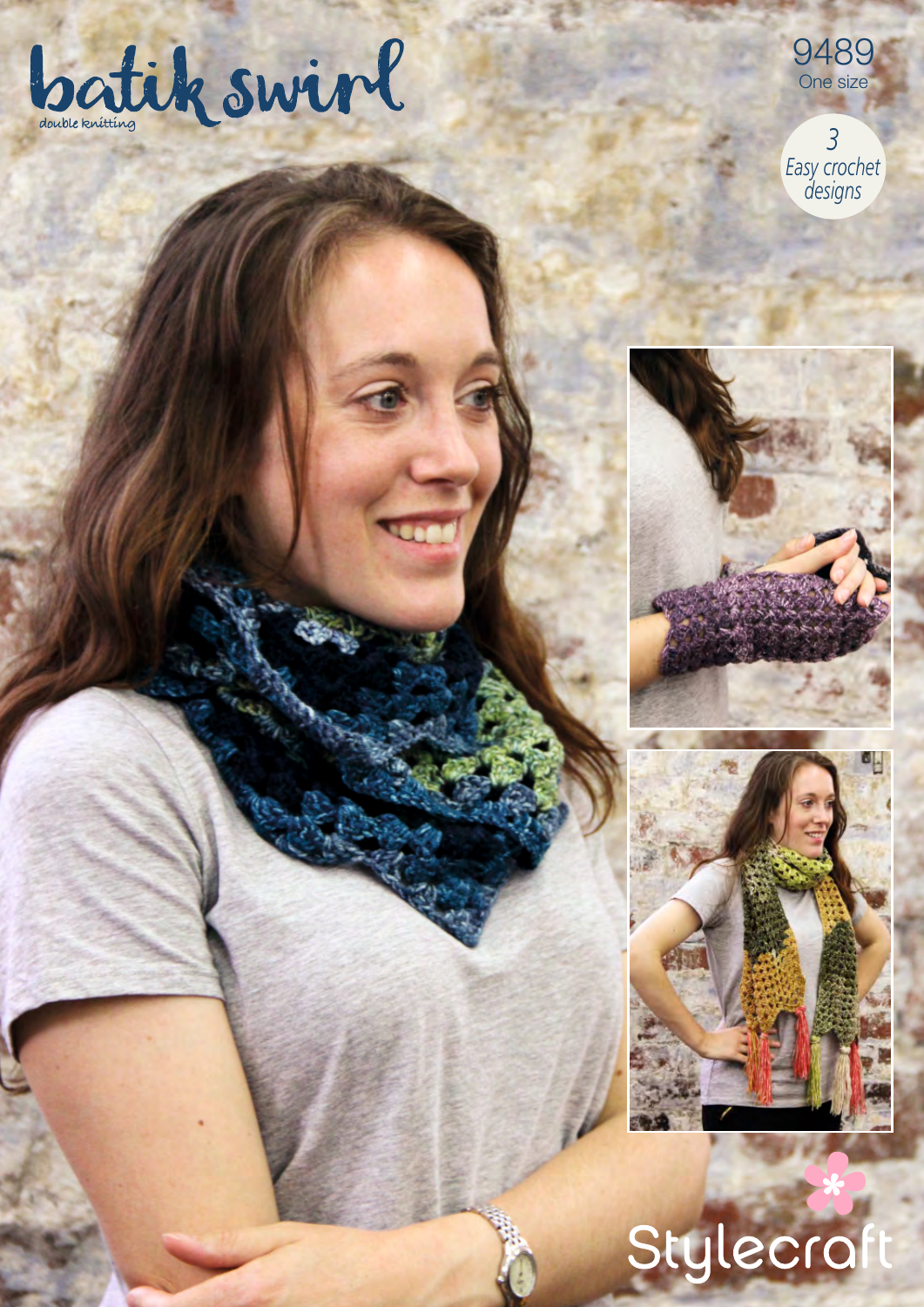# batik swirl

double knitting

9489

One size

3 Easy crochet designs

Stylecraft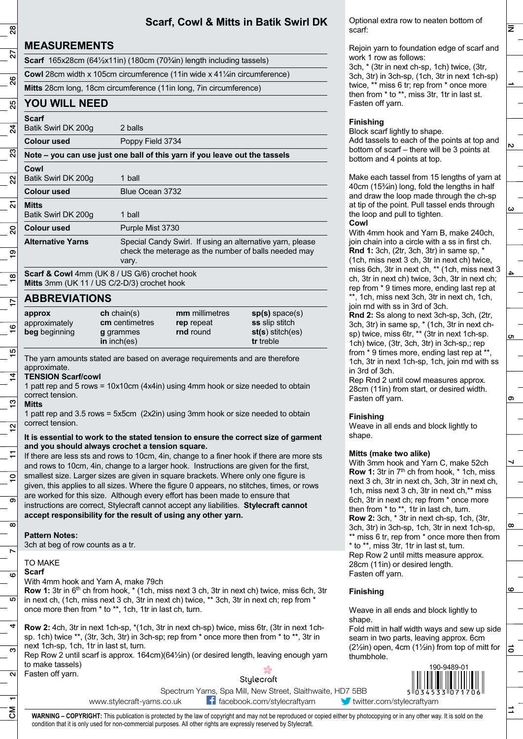# Scarf, Cowl & Mitts in Batik Swirl DK

## MEASUREMENTS

**Scarf** 165x28cm (64½x11in) (180cm (70¾in) length including tassels)

**Cowl** 28cm width x 105cm circumference (11in wide x 41¼in circumference)

**Mitts** 28cm long, 18cm circumference (11in long, 7in circumference)

## YOU WILL NEED

| | |
|---|---|
| **Scarf** | |
| Batik Swirl DK 200g | 2 balls |
| **Colour used** | Poppy Field 3734 |
| **Note – you can use just one ball of this yarn if you leave out the tassels** | |
| **Cowl** | |
| Batik Swirl DK 200g | 1 ball |
| **Colour used** | Blue Ocean 3732 |
| **Mitts** | |
| Batik Swirl DK 200g | 1 ball |
| **Colour used** | Purple Mist 3730 |
| **Alternative Yarns** | Special Candy Swirl. If using an alternative yarn, please check the meterage as the number of balls needed may vary. |

**Scarf & Cowl** 4mm (UK 8 / US G/6) crochet hook
**Mitts** 3mm (UK 11 / US C/2-D/3) crochet hook

## ABBREVIATIONS

| | | | |
|---|---|---|---|
| **approx** approximately | **ch** chain(s) | **mm** millimetres | **sp(s)** space(s) |
| **beg** beginning | **cm** centimetres | **rep** repeat | **ss** slip stitch |
| | **g** grammes | **rnd** round | **st(s)** stitch(es) |
| | **in** inch(es) | | **tr** treble |

The yarn amounts stated are based on average requirements and are therefore approximate.

**TENSION Scarf/cowl**
1 patt rep and 5 rows = 10x10cm (4x4in) using 4mm hook or size needed to obtain correct tension.

**Mitts**
1 patt rep and 3.5 rows = 5x5cm (2x2in) using 3mm hook or size needed to obtain correct tension.

**It is essential to work to the stated tension to ensure the correct size of garment and you should always crochet a tension square.**
If there are less sts and rows to 10cm, 4in, change to a finer hook if there are more sts and rows to 10cm, 4in, change to a larger hook. Instructions are given for the first, smallest size. Larger sizes are given in square brackets. Where only one figure is given, this applies to all sizes. Where the figure 0 appears, no stitches, times, or rows are worked for this size. Although every effort has been made to ensure that instructions are correct, Stylecraft cannot accept any liabilities. **Stylecraft cannot accept responsibility for the result of using any other yarn.**

**Pattern Notes:**
3ch at beg of row counts as a tr.

TO MAKE

**Scarf**
With 4mm hook and Yarn A, make 79ch
**Row 1:** 3tr in 6th ch from hook, * (1ch, miss next 3 ch, 3tr in next ch) twice, miss 6ch, 3tr in next ch, (1ch, miss next 3 ch, 3tr in next ch) twice, ** 3ch, 3tr in next ch; rep from * once more then from * to **, 1ch, 1tr in last ch, turn.

**Row 2:** 4ch, 3tr in next 1ch-sp, *(1ch, 3tr in next ch-sp) twice, miss 6tr, (3tr in next 1ch-sp. 1ch) twice **, (3tr, 3ch, 3tr) in 3ch-sp; rep from * once more then from * to **, 3tr in next 1ch-sp, 1ch, 1tr in last st, turn.
Rep Row 2 until scarf is approx. 164cm)(64½in) (or desired length, leaving enough yarn to make tassels)
Fasten off yarn.

Optional extra row to neaten bottom of scarf:

Rejoin yarn to foundation edge of scarf and work 1 row as follows:
3ch, * (3tr in next ch-sp, 1ch) twice, (3tr, 3ch, 3tr) in 3ch-sp, (1ch, 3tr in next 1ch-sp) twice, ** miss 6 tr; rep from * once more then from * to **, miss 3tr, 1tr in last st.
Fasten off yarn.

**Finishing**
Block scarf lightly to shape.
Add tassels to each of the points at top and bottom of scarf – there will be 3 points at bottom and 4 points at top.

Make each tassel from 15 lengths of yarn at 40cm (15¾in) long, fold the lengths in half and draw the loop made through the ch-sp at tip of the point. Pull tassel ends through the loop and pull to tighten.

**Cowl**
With 4mm hook and Yarn B, make 240ch, join chain into a circle with a ss in first ch.
**Rnd 1:** 3ch, (2tr, 3ch, 3tr) in same sp, * (1ch, miss next 3 ch, 3tr in next ch) twice, miss 6ch, 3tr in next ch, ** (1ch, miss next 3 ch, 3tr in next ch) twice, 3ch, 3tr in next ch; rep from * 9 times more, ending last rep at **, 1ch, miss next 3ch, 3tr in next ch, 1ch, join rnd with ss in 3rd of 3ch.
**Rnd 2:** Ss along to next 3ch-sp, 3ch, (2tr, 3ch, 3tr) in same sp, * (1ch, 3tr in next ch-sp) twice, miss 6tr, ** (3tr in next 1ch-sp. 1ch) twice, (3tr, 3ch, 3tr) in 3ch-sp,; rep from * 9 times more, ending last rep at **, 1ch, 3tr in next 1ch-sp, 1ch, join rnd with ss in 3rd of 3ch.
Rep Rnd 2 until cowl measures approx. 28cm (11in) from start, or desired width.
Fasten off yarn.

**Finishing**
Weave in all ends and block lightly to shape.

**Mitts (make two alike)**
With 3mm hook and Yarn C, make 52ch
**Row 1:** 3tr in 7th ch from hook, * 1ch, miss next 3 ch, 3tr in next ch, 3ch, 3tr in next ch, 1ch, miss next 3 ch, 3tr in next ch,** miss 6ch, 3tr in next ch; rep from * once more then from * to **, 1tr in last ch, turn.
**Row 2:** 3ch, * 3tr in next ch-sp, 1ch, (3tr, 3ch, 3tr) in 3ch-sp, 1ch, 3tr in next 1ch-sp, ** miss 6 tr, rep from * once more then from * to **, miss 3tr, 1tr in last st, turn.
Rep Row 2 until mitts measure approx. 28cm (11in) or desired length.
Fasten off yarn.

**Finishing**

Weave in all ends and block lightly to shape.
Fold mitt in half width ways and sew up side seam in two parts, leaving approx. 6cm (2½in) open, 4cm (1½in) from top of mitt for thumbhole.

Stylecraft

Spectrum Yarns, Spa Mill, New Street, Slaithwaite, HD7 5BB
www.stylecraft-yarns.co.uk facebook.com/stylecraftyarn twitter.com/stylecraftyarn

190-9489-01

**WARNING – COPYRIGHT:** This publication is protected by the law of copyright and may not be reproduced or copied either by photocopying or in any other way. It is sold on the condition that it is only used for non-commercial purposes. All other rights are expressly reserved by Stylecraft.